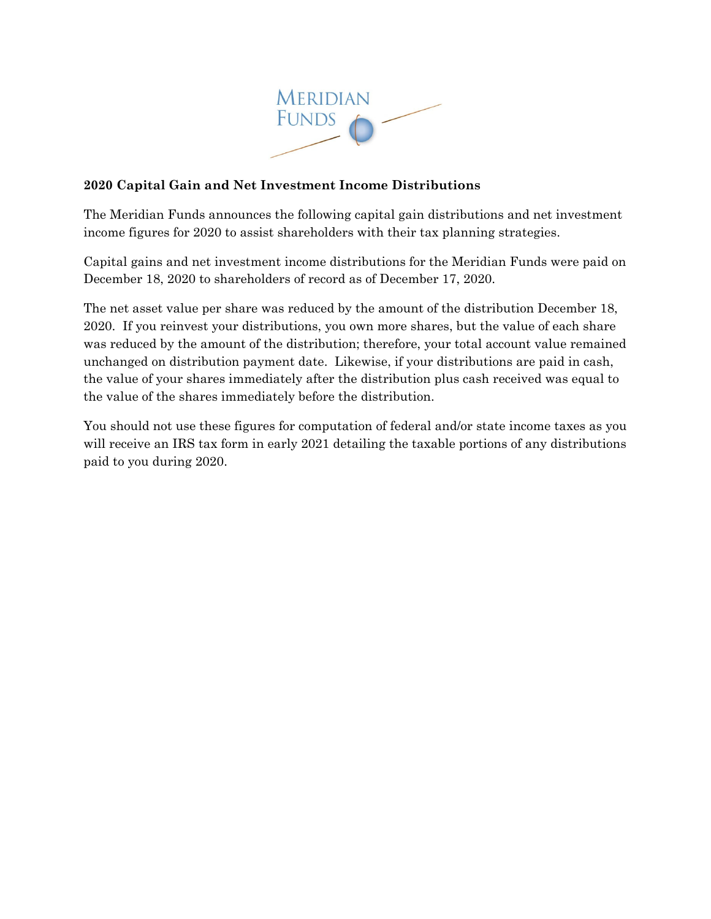## 2020 Capital Gain and Net Investment Income Distributions

The Meridian Funds announces the following capital gain distributions and net investment income figures for 2020 to assist shareholders with their tax planning strategies.

Capital gains and net investment income distributions for the Meridian Funds were paid on December 18, 2020 to shareholders of record as of December 17, 2020.

The net asset value per share was reduced by the amount of the distribution December 18, 2020. If you reinvest your distributions, you own more shares, but the value of each share was reduced by the amount of the distribution; therefore, your total account value remained unchanged on distribution payment date. Likewise, if your distributions are paid in cash, the value of your shares immediately after the distribution plus cash received was equal to the value of the shares immediately before the distribution.

You should not use these figures for computation of federal and/or state income taxes as you will receive an IRS tax form in early 2021 detailing the taxable portions of any distributions paid to you during 2020.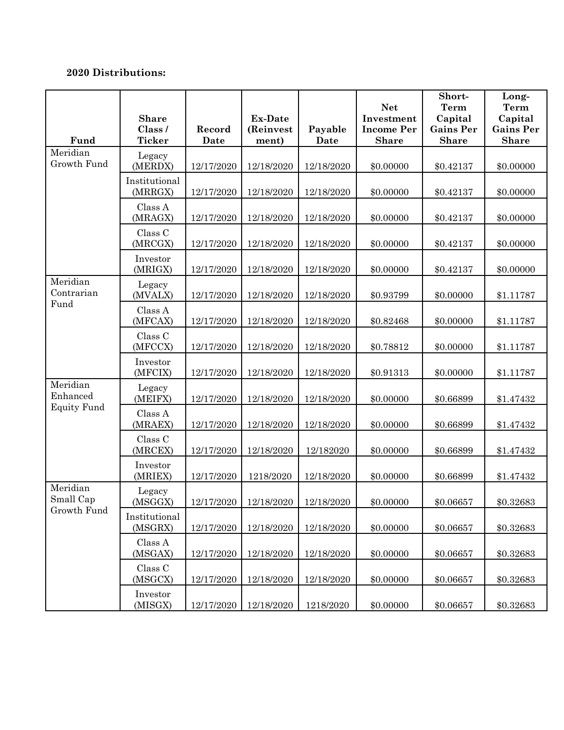**2020 Distributions:**

| Fund | Share Class / Ticker | Record Date | Ex-Date (Reinvestment) | Payable Date | Net Investment Income Per Share | Short-Term Capital Gains Per Share | Long-Term Capital Gains Per Share |
|---|---|---|---|---|---|---|---|
| Meridian Growth Fund | Legacy (MERDX) | 12/17/2020 | 12/18/2020 | 12/18/2020 | $0.00000 | $0.42137 | $0.00000 |
| | Institutional (MRRGX) | 12/17/2020 | 12/18/2020 | 12/18/2020 | $0.00000 | $0.42137 | $0.00000 |
| | Class A (MRAGX) | 12/17/2020 | 12/18/2020 | 12/18/2020 | $0.00000 | $0.42137 | $0.00000 |
| | Class C (MRCGX) | 12/17/2020 | 12/18/2020 | 12/18/2020 | $0.00000 | $0.42137 | $0.00000 |
| | Investor (MRIGX) | 12/17/2020 | 12/18/2020 | 12/18/2020 | $0.00000 | $0.42137 | $0.00000 |
| Meridian Contrarian Fund | Legacy (MVALX) | 12/17/2020 | 12/18/2020 | 12/18/2020 | $0.93799 | $0.00000 | $1.11787 |
| | Class A (MFCAX) | 12/17/2020 | 12/18/2020 | 12/18/2020 | $0.82468 | $0.00000 | $1.11787 |
| | Class C (MFCCX) | 12/17/2020 | 12/18/2020 | 12/18/2020 | $0.78812 | $0.00000 | $1.11787 |
| | Investor (MFCIX) | 12/17/2020 | 12/18/2020 | 12/18/2020 | $0.91313 | $0.00000 | $1.11787 |
| Meridian Enhanced Equity Fund | Legacy (MEIFX) | 12/17/2020 | 12/18/2020 | 12/18/2020 | $0.00000 | $0.66899 | $1.47432 |
| | Class A (MRAEX) | 12/17/2020 | 12/18/2020 | 12/18/2020 | $0.00000 | $0.66899 | $1.47432 |
| | Class C (MRCEX) | 12/17/2020 | 12/18/2020 | 12/182020 | $0.00000 | $0.66899 | $1.47432 |
| | Investor (MRIEX) | 12/17/2020 | 1218/2020 | 12/18/2020 | $0.00000 | $0.66899 | $1.47432 |
| Meridian Small Cap Growth Fund | Legacy (MSGGX) | 12/17/2020 | 12/18/2020 | 12/18/2020 | $0.00000 | $0.06657 | $0.32683 |
| | Institutional (MSGRX) | 12/17/2020 | 12/18/2020 | 12/18/2020 | $0.00000 | $0.06657 | $0.32683 |
| | Class A (MSGAX) | 12/17/2020 | 12/18/2020 | 12/18/2020 | $0.00000 | $0.06657 | $0.32683 |
| | Class C (MSGCX) | 12/17/2020 | 12/18/2020 | 12/18/2020 | $0.00000 | $0.06657 | $0.32683 |
| | Investor (MISGX) | 12/17/2020 | 12/18/2020 | 1218/2020 | $0.00000 | $0.06657 | $0.32683 |